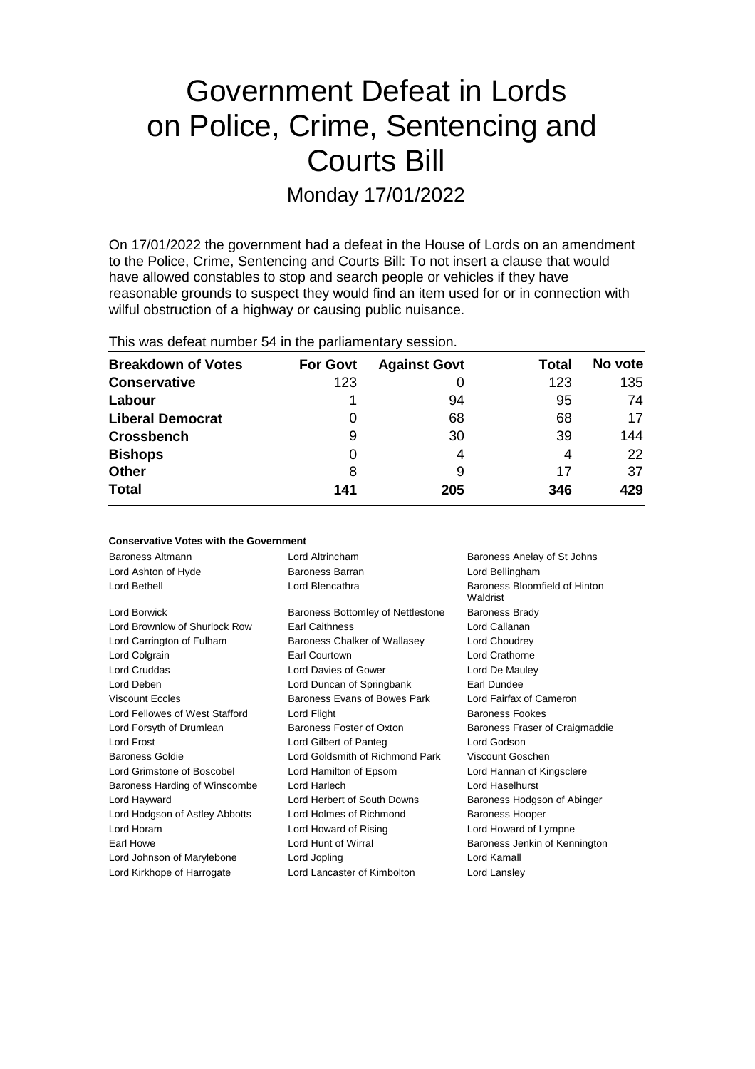# Government Defeat in Lords on Police, Crime, Sentencing and Courts Bill

Monday 17/01/2022

On 17/01/2022 the government had a defeat in the House of Lords on an amendment to the Police, Crime, Sentencing and Courts Bill: To not insert a clause that would have allowed constables to stop and search people or vehicles if they have reasonable grounds to suspect they would find an item used for or in connection with wilful obstruction of a highway or causing public nuisance.

This was defeat number 54 in the parliamentary session.

| Breakdown of Votes | For Govt | Against Govt | Total | No vote |
|---|---|---|---|---|
| **Conservative** | 123 | 0 | 123 | 135 |
| **Labour** | 1 | 94 | 95 | 74 |
| **Liberal Democrat** | 0 | 68 | 68 | 17 |
| **Crossbench** | 9 | 30 | 39 | 144 |
| **Bishops** | 0 | 4 | 4 | 22 |
| **Other** | 8 | 9 | 17 | 37 |
| **Total** | **141** | **205** | **346** | **429** |

**Conservative Votes with the Government**

| | | |
|---|---|---|
| Baroness Altmann | Lord Altrincham | Baroness Anelay of St Johns |
| Lord Ashton of Hyde | Baroness Barran | Lord Bellingham |
| Lord Bethell | Lord Blencathra | Baroness Bloomfield of Hinton Waldrist |
| Lord Borwick | Baroness Bottomley of Nettlestone | Baroness Brady |
| Lord Brownlow of Shurlock Row | Earl Caithness | Lord Callanan |
| Lord Carrington of Fulham | Baroness Chalker of Wallasey | Lord Choudrey |
| Lord Colgrain | Earl Courtown | Lord Crathorne |
| Lord Cruddas | Lord Davies of Gower | Lord De Mauley |
| Lord Deben | Lord Duncan of Springbank | Earl Dundee |
| Viscount Eccles | Baroness Evans of Bowes Park | Lord Fairfax of Cameron |
| Lord Fellowes of West Stafford | Lord Flight | Baroness Fookes |
| Lord Forsyth of Drumlean | Baroness Foster of Oxton | Baroness Fraser of Craigmaddie |
| Lord Frost | Lord Gilbert of Panteg | Lord Godson |
| Baroness Goldie | Lord Goldsmith of Richmond Park | Viscount Goschen |
| Lord Grimstone of Boscobel | Lord Hamilton of Epsom | Lord Hannan of Kingsclere |
| Baroness Harding of Winscombe | Lord Harlech | Lord Haselhurst |
| Lord Hayward | Lord Herbert of South Downs | Baroness Hodgson of Abinger |
| Lord Hodgson of Astley Abbotts | Lord Holmes of Richmond | Baroness Hooper |
| Lord Horam | Lord Howard of Rising | Lord Howard of Lympne |
| Earl Howe | Lord Hunt of Wirral | Baroness Jenkin of Kennington |
| Lord Johnson of Marylebone | Lord Jopling | Lord Kamall |
| Lord Kirkhope of Harrogate | Lord Lancaster of Kimbolton | Lord Lansley |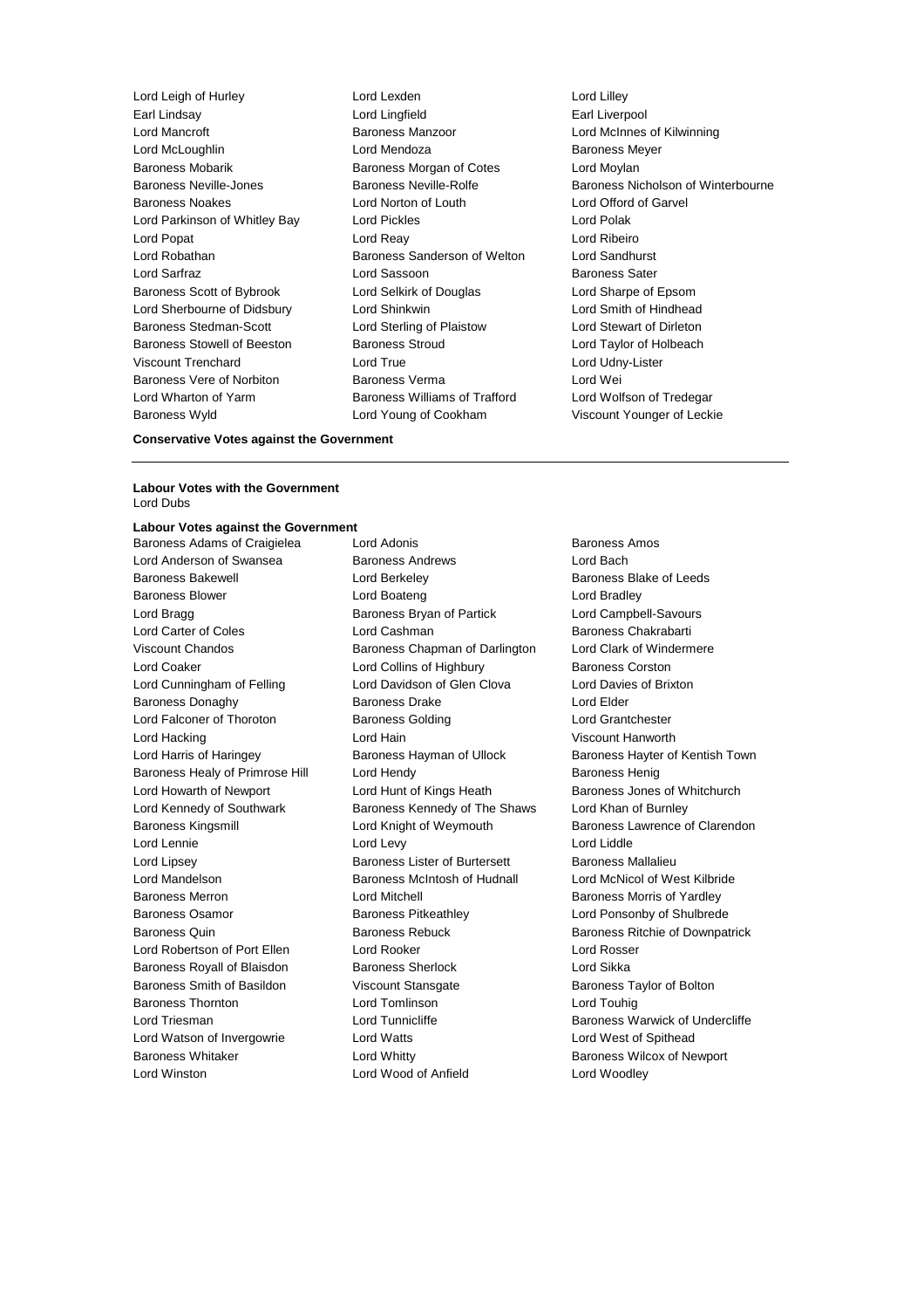Lord Leigh of Hurley
Lord Lexden
Lord Lilley
Earl Lindsay
Lord Lingfield
Earl Liverpool
Lord Mancroft
Baroness Manzoor
Lord McInnes of Kilwinning
Lord McLoughlin
Lord Mendoza
Baroness Meyer
Baroness Mobarik
Baroness Morgan of Cotes
Lord Moylan
Baroness Neville-Jones
Baroness Neville-Rolfe
Baroness Nicholson of Winterbourne
Baroness Noakes
Lord Norton of Louth
Lord Offord of Garvel
Lord Parkinson of Whitley Bay
Lord Pickles
Lord Polak
Lord Popat
Lord Reay
Lord Ribeiro
Lord Robathan
Baroness Sanderson of Welton
Lord Sandhurst
Lord Sarfraz
Lord Sassoon
Baroness Sater
Baroness Scott of Bybrook
Lord Selkirk of Douglas
Lord Sharpe of Epsom
Lord Sherbourne of Didsbury
Lord Shinkwin
Lord Smith of Hindhead
Baroness Stedman-Scott
Lord Sterling of Plaistow
Lord Stewart of Dirleton
Baroness Stowell of Beeston
Baroness Stroud
Lord Taylor of Holbeach
Viscount Trenchard
Lord True
Lord Udny-Lister
Baroness Vere of Norbiton
Baroness Verma
Lord Wei
Lord Wharton of Yarm
Baroness Williams of Trafford
Lord Wolfson of Tredegar
Baroness Wyld
Lord Young of Cookham
Viscount Younger of Leckie

**Conservative Votes against the Government**

---

**Labour Votes with the Government**
Lord Dubs

**Labour Votes against the Government**
Baroness Adams of Craigielea
Lord Adonis
Baroness Amos
Lord Anderson of Swansea
Baroness Andrews
Lord Bach
Baroness Bakewell
Lord Berkeley
Baroness Blake of Leeds
Baroness Blower
Lord Boateng
Lord Bradley
Lord Bragg
Baroness Bryan of Partick
Lord Campbell-Savours
Lord Carter of Coles
Lord Cashman
Baroness Chakrabarti
Viscount Chandos
Baroness Chapman of Darlington
Lord Clark of Windermere
Lord Coaker
Lord Collins of Highbury
Baroness Corston
Lord Cunningham of Felling
Lord Davidson of Glen Clova
Lord Davies of Brixton
Baroness Donaghy
Baroness Drake
Lord Elder
Lord Falconer of Thoroton
Baroness Golding
Lord Grantchester
Lord Hacking
Lord Hain
Viscount Hanworth
Lord Harris of Haringey
Baroness Hayman of Ullock
Baroness Hayter of Kentish Town
Baroness Healy of Primrose Hill
Lord Hendy
Baroness Henig
Lord Howarth of Newport
Lord Hunt of Kings Heath
Baroness Jones of Whitchurch
Lord Kennedy of Southwark
Baroness Kennedy of The Shaws
Lord Khan of Burnley
Baroness Kingsmill
Lord Knight of Weymouth
Baroness Lawrence of Clarendon
Lord Lennie
Lord Levy
Lord Liddle
Lord Lipsey
Baroness Lister of Burtersett
Baroness Mallalieu
Lord Mandelson
Baroness McIntosh of Hudnall
Lord McNicol of West Kilbride
Baroness Merron
Lord Mitchell
Baroness Morris of Yardley
Baroness Osamor
Baroness Pitkeathley
Lord Ponsonby of Shulbrede
Baroness Quin
Baroness Rebuck
Baroness Ritchie of Downpatrick
Lord Robertson of Port Ellen
Lord Rooker
Lord Rosser
Baroness Royall of Blaisdon
Baroness Sherlock
Lord Sikka
Baroness Smith of Basildon
Viscount Stansgate
Baroness Taylor of Bolton
Baroness Thornton
Lord Tomlinson
Lord Touhig
Lord Triesman
Lord Tunnicliffe
Baroness Warwick of Undercliffe
Lord Watson of Invergowrie
Lord Watts
Lord West of Spithead
Baroness Whitaker
Lord Whitty
Baroness Wilcox of Newport
Lord Winston
Lord Wood of Anfield
Lord Woodley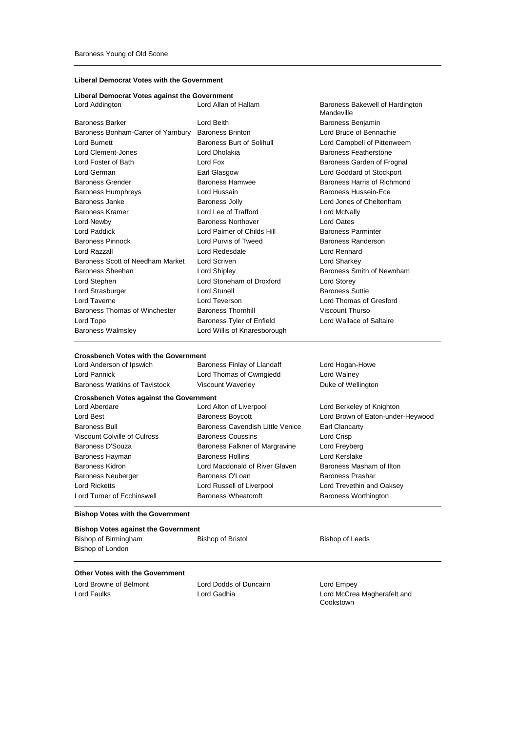Baroness Young of Old Scone

**Liberal Democrat Votes with the Government**

**Liberal Democrat Votes against the Government**

| | | |
|---|---|---|
| Lord Addington | Lord Allan of Hallam | Baroness Bakewell of Hardington Mandeville |
| Baroness Barker | Lord Beith | Baroness Benjamin |
| Baroness Bonham-Carter of Yarnbury | Baroness Brinton | Lord Bruce of Bennachie |
| Lord Burnett | Baroness Burt of Solihull | Lord Campbell of Pittenweem |
| Lord Clement-Jones | Lord Dholakia | Baroness Featherstone |
| Lord Foster of Bath | Lord Fox | Baroness Garden of Frognal |
| Lord German | Earl Glasgow | Lord Goddard of Stockport |
| Baroness Grender | Baroness Hamwee | Baroness Harris of Richmond |
| Baroness Humphreys | Lord Hussain | Baroness Hussein-Ece |
| Baroness Janke | Baroness Jolly | Lord Jones of Cheltenham |
| Baroness Kramer | Lord Lee of Trafford | Lord McNally |
| Lord Newby | Baroness Northover | Lord Oates |
| Lord Paddick | Lord Palmer of Childs Hill | Baroness Parminter |
| Baroness Pinnock | Lord Purvis of Tweed | Baroness Randerson |
| Lord Razzall | Lord Redesdale | Lord Rennard |
| Baroness Scott of Needham Market | Lord Scriven | Lord Sharkey |
| Baroness Sheehan | Lord Shipley | Baroness Smith of Newnham |
| Lord Stephen | Lord Stoneham of Droxford | Lord Storey |
| Lord Strasburger | Lord Stunell | Baroness Suttie |
| Lord Taverne | Lord Teverson | Lord Thomas of Gresford |
| Baroness Thomas of Winchester | Baroness Thornhill | Viscount Thurso |
| Lord Tope | Baroness Tyler of Enfield | Lord Wallace of Saltaire |
| Baroness Walmsley | Lord Willis of Knaresborough | |

**Crossbench Votes with the Government**

| | | |
|---|---|---|
| Lord Anderson of Ipswich | Baroness Finlay of Llandaff | Lord Hogan-Howe |
| Lord Pannick | Lord Thomas of Cwmgiedd | Lord Walney |
| Baroness Watkins of Tavistock | Viscount Waverley | Duke of Wellington |

**Crossbench Votes against the Government**

| | | |
|---|---|---|
| Lord Aberdare | Lord Alton of Liverpool | Lord Berkeley of Knighton |
| Lord Best | Baroness Boycott | Lord Brown of Eaton-under-Heywood |
| Baroness Bull | Baroness Cavendish Little Venice | Earl Clancarty |
| Viscount Colville of Culross | Baroness Coussins | Lord Crisp |
| Baroness D'Souza | Baroness Falkner of Margravine | Lord Freyberg |
| Baroness Hayman | Baroness Hollins | Lord Kerslake |
| Baroness Kidron | Lord Macdonald of River Glaven | Baroness Masham of Ilton |
| Baroness Neuberger | Baroness O'Loan | Baroness Prashar |
| Lord Ricketts | Lord Russell of Liverpool | Lord Trevethin and Oaksey |
| Lord Turner of Ecchinswell | Baroness Wheatcroft | Baroness Worthington |

**Bishop Votes with the Government**

**Bishop Votes against the Government**

| | | |
|---|---|---|
| Bishop of Birmingham | Bishop of Bristol | Bishop of Leeds |
| Bishop of London | | |

**Other Votes with the Government**

| | | |
|---|---|---|
| Lord Browne of Belmont | Lord Dodds of Duncairn | Lord Empey |
| Lord Faulks | Lord Gadhia | Lord McCrea Magherafelt and Cookstown |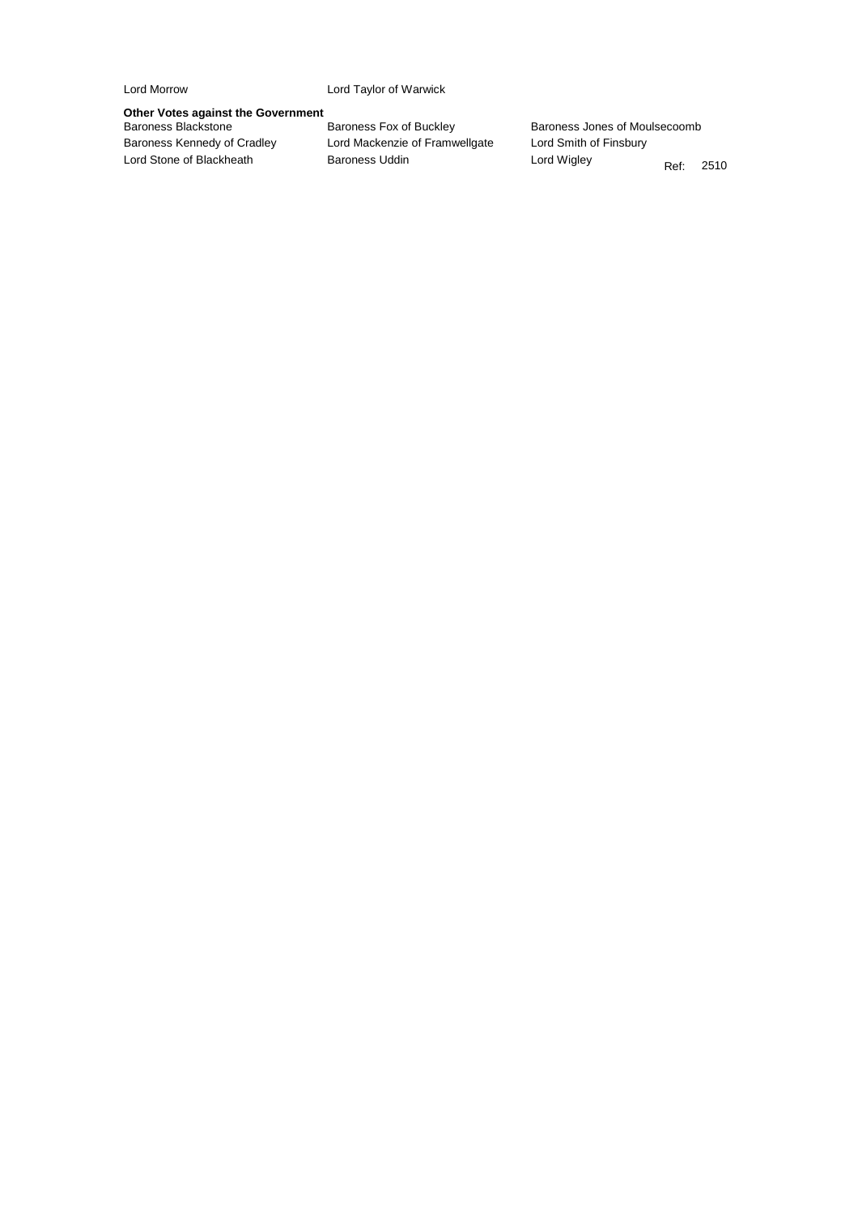| | | |
|---|---|---|
| Lord Morrow | Lord Taylor of Warwick | |

**Other Votes against the Government**

| | | |
|---|---|---|
| Baroness Blackstone | Baroness Fox of Buckley | Baroness Jones of Moulsecoomb |
| Baroness Kennedy of Cradley | Lord Mackenzie of Framwellgate | Lord Smith of Finsbury |
| Lord Stone of Blackheath | Baroness Uddin | Lord Wigley |

Ref: 2510